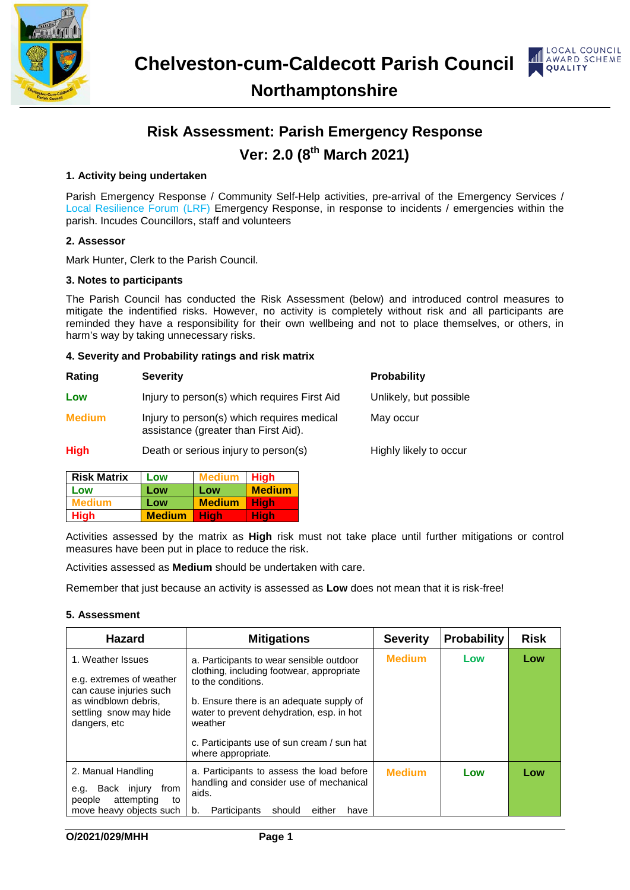# Chelveston-cum-Caldecott Parish Council

## Northamptonshire

LOCAL COUNCIL AWARD SCHEME QUALITY

## Risk Assessment: Parish Emergency Response

## Ver: 2.0 (8th March 2021)

**1. Activity being undertaken**

Parish Emergency Response / Community Self-Help activities, pre-arrival of the Emergency Services / Local Resilience Forum (LRF) Emergency Response, in response to incidents / emergencies within the parish. Incudes Councillors, staff and volunteers

**2. Assessor**

Mark Hunter, Clerk to the Parish Council.

**3. Notes to participants**

The Parish Council has conducted the Risk Assessment (below) and introduced control measures to mitigate the indentified risks. However, no activity is completely without risk and all participants are reminded they have a responsibility for their own wellbeing and not to place themselves, or others, in harm's way by taking unnecessary risks.

**4. Severity and Probability ratings and risk matrix**

| Rating | Severity | Probability |
|---|---|---|
| Low | Injury to person(s) which requires First Aid | Unlikely, but possible |
| Medium | Injury to person(s) which requires medical assistance (greater than First Aid). | May occur |
| High | Death or serious injury to person(s) | Highly likely to occur |

| Risk Matrix | Low | Medium | High |
|---|---|---|---|
| Low | Low | Low | Medium |
| Medium | Low | Medium | High |
| High | Medium | High | High |

Activities assessed by the matrix as **High** risk must not take place until further mitigations or control measures have been put in place to reduce the risk.

Activities assessed as **Medium** should be undertaken with care.

Remember that just because an activity is assessed as **Low** does not mean that it is risk-free!

**5. Assessment**

| Hazard | Mitigations | Severity | Probability | Risk |
|---|---|---|---|---|
| 1. Weather Issues<br><br>e.g. extremes of weather can cause injuries such as windblown debris, settling snow may hide dangers, etc | a. Participants to wear sensible outdoor clothing, including footwear, appropriate to the conditions.<br><br>b. Ensure there is an adequate supply of water to prevent dehydration, esp. in hot weather<br><br>c. Participants use of sun cream / sun hat where appropriate. | Medium | Low | Low |
| 2. Manual Handling<br><br>e.g. Back injury from people attempting to move heavy objects such | a. Participants to assess the load before handling and consider use of mechanical aids.<br><br>b. Participants should either have | Medium | Low | Low |

O/2021/029/MHH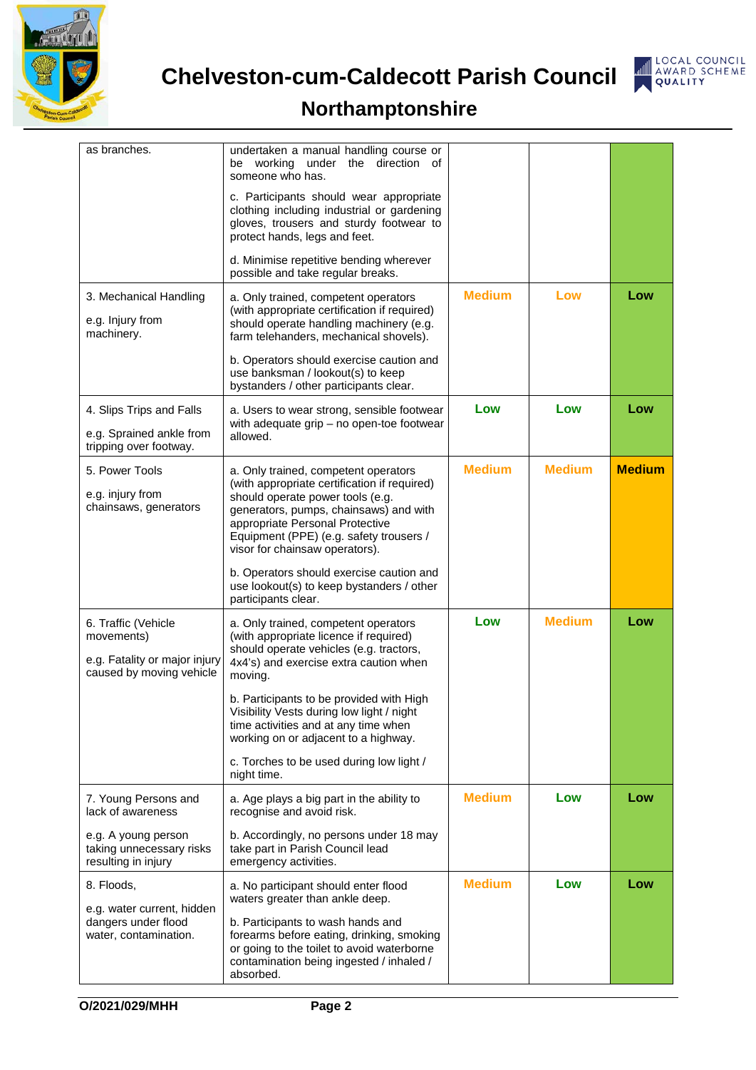| | | | | |
|---|---|---|---|---|
| as branches. | undertaken a manual handling course or be working under the direction of someone who has.<br><br>c. Participants should wear appropriate clothing including industrial or gardening gloves, trousers and sturdy footwear to protect hands, legs and feet.<br><br>d. Minimise repetitive bending wherever possible and take regular breaks. | | | |
| 3. Mechanical Handling<br><br>e.g. Injury from machinery. | a. Only trained, competent operators (with appropriate certification if required) should operate handling machinery (e.g. farm telehanders, mechanical shovels).<br><br>b. Operators should exercise caution and use banksman / lookout(s) to keep bystanders / other participants clear. | **Medium** | **Low** | **Low** |
| 4. Slips Trips and Falls<br><br>e.g. Sprained ankle from tripping over footway. | a. Users to wear strong, sensible footwear with adequate grip – no open-toe footwear allowed. | **Low** | **Low** | **Low** |
| 5. Power Tools<br><br>e.g. injury from chainsaws, generators | a. Only trained, competent operators (with appropriate certification if required) should operate power tools (e.g. generators, pumps, chainsaws) and with appropriate Personal Protective Equipment (PPE) (e.g. safety trousers / visor for chainsaw operators).<br><br>b. Operators should exercise caution and use lookout(s) to keep bystanders / other participants clear. | **Medium** | **Medium** | **Medium** |
| 6. Traffic (Vehicle movements)<br><br>e.g. Fatality or major injury caused by moving vehicle | a. Only trained, competent operators (with appropriate licence if required) should operate vehicles (e.g. tractors, 4x4's) and exercise extra caution when moving.<br><br>b. Participants to be provided with High Visibility Vests during low light / night time activities and at any time when working on or adjacent to a highway.<br><br>c. Torches to be used during low light / night time. | **Low** | **Medium** | **Low** |
| 7. Young Persons and lack of awareness<br><br>e.g. A young person taking unnecessary risks resulting in injury | a. Age plays a big part in the ability to recognise and avoid risk.<br><br>b. Accordingly, no persons under 18 may take part in Parish Council lead emergency activities. | **Medium** | **Low** | **Low** |
| 8. Floods,<br><br>e.g. water current, hidden dangers under flood water, contamination. | a. No participant should enter flood waters greater than ankle deep.<br><br>b. Participants to wash hands and forearms before eating, drinking, smoking or going to the toilet to avoid waterborne contamination being ingested / inhaled / absorbed. | **Medium** | **Low** | **Low** |

O/2021/029/MHH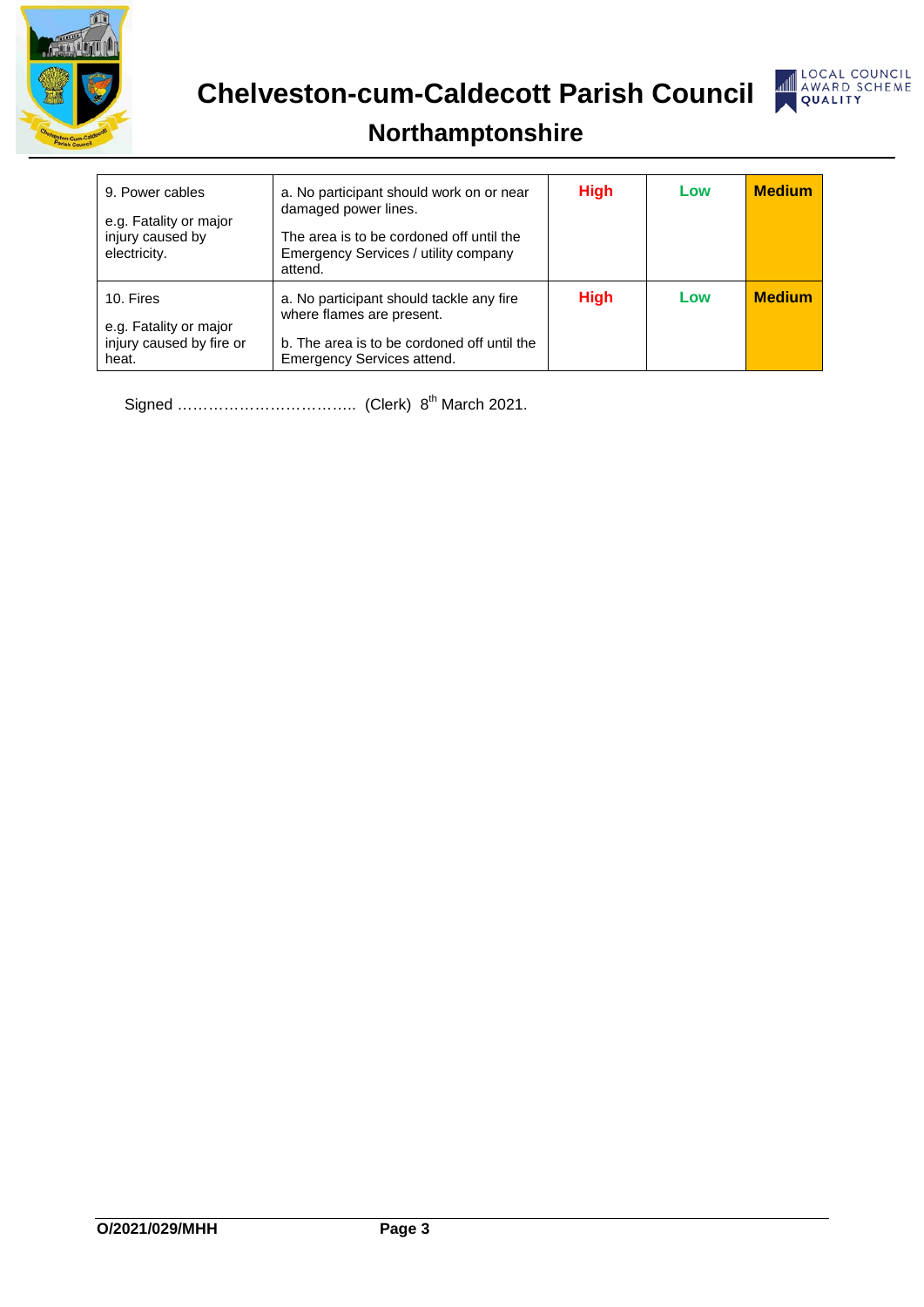| | | | | |
|---|---|---|---|---|
| 9. Power cables<br><br>e.g. Fatality or major injury caused by electricity. | a. No participant should work on or near damaged power lines.<br><br>The area is to be cordoned off until the Emergency Services / utility company attend. | High | Low | **Medium** |
| 10. Fires<br><br>e.g. Fatality or major injury caused by fire or heat. | a. No participant should tackle any fire where flames are present.<br><br>b. The area is to be cordoned off until the Emergency Services attend. | High | Low | **Medium** |

Signed …………………………….. (Clerk) 8th March 2021.